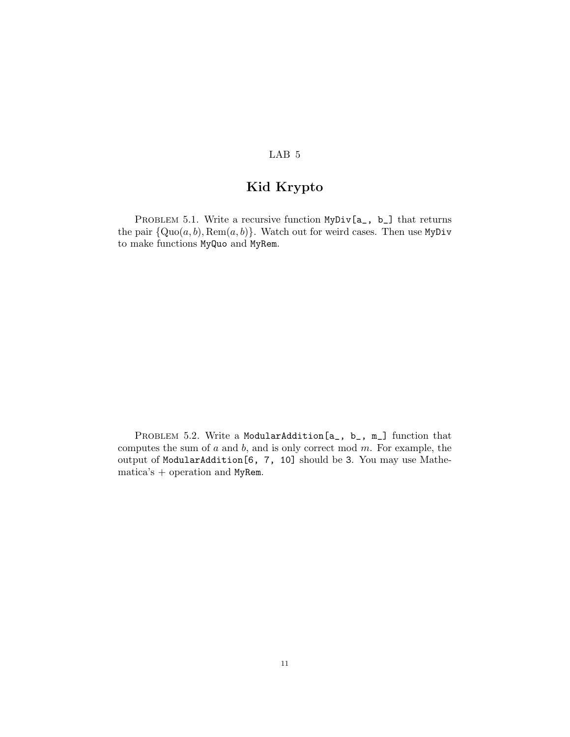LAB 5

# Kid Krypto

PROBLEM 5.1. Write a recursive function `MyDiv[a_, b_]` that returns the pair $\{\mathrm{Quo}(a,b), \mathrm{Rem}(a,b)\}$. Watch out for weird cases. Then use `MyDiv` to make functions `MyQuo` and `MyRem`.

PROBLEM 5.2. Write a `ModularAddition[a_, b_, m_]` function that computes the sum of $a$ and $b$, and is only correct mod $m$. For example, the output of `ModularAddition[6, 7, 10]` should be `3`. You may use Mathematica's + operation and `MyRem`.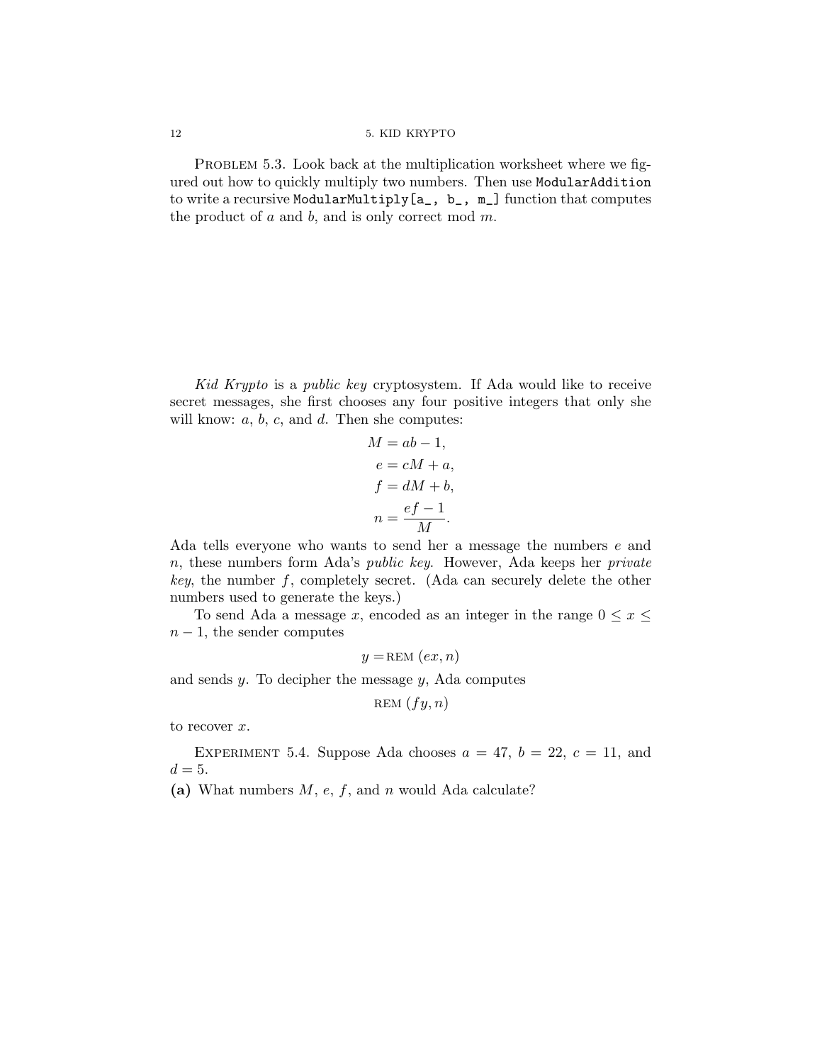Problem 5.3. Look back at the multiplication worksheet where we figured out how to quickly multiply two numbers. Then use `ModularAddition` to write a recursive `ModularMultiply[a_, b_, m_]` function that computes the product of $a$ and $b$, and is only correct mod $m$.

*Kid Krypto* is a *public key* cryptosystem. If Ada would like to receive secret messages, she first chooses any four positive integers that only she will know: $a$, $b$, $c$, and $d$. Then she computes:

$$
\begin{aligned}
M &= ab - 1, \\
e &= cM + a, \\
f &= dM + b, \\
n &= \frac{ef - 1}{M}.
\end{aligned}
$$

Ada tells everyone who wants to send her a message the numbers $e$ and $n$, these numbers form Ada's *public key*. However, Ada keeps her *private key*, the number $f$, completely secret. (Ada can securely delete the other numbers used to generate the keys.)

To send Ada a message $x$, encoded as an integer in the range $0 \leq x \leq n - 1$, the sender computes

$$y = \text{REM}\,(ex, n)$$

and sends $y$. To decipher the message $y$, Ada computes

$$\text{REM}\,(fy, n)$$

to recover $x$.

Experiment 5.4. Suppose Ada chooses $a = 47$, $b = 22$, $c = 11$, and $d = 5$.

**(a)** What numbers $M$, $e$, $f$, and $n$ would Ada calculate?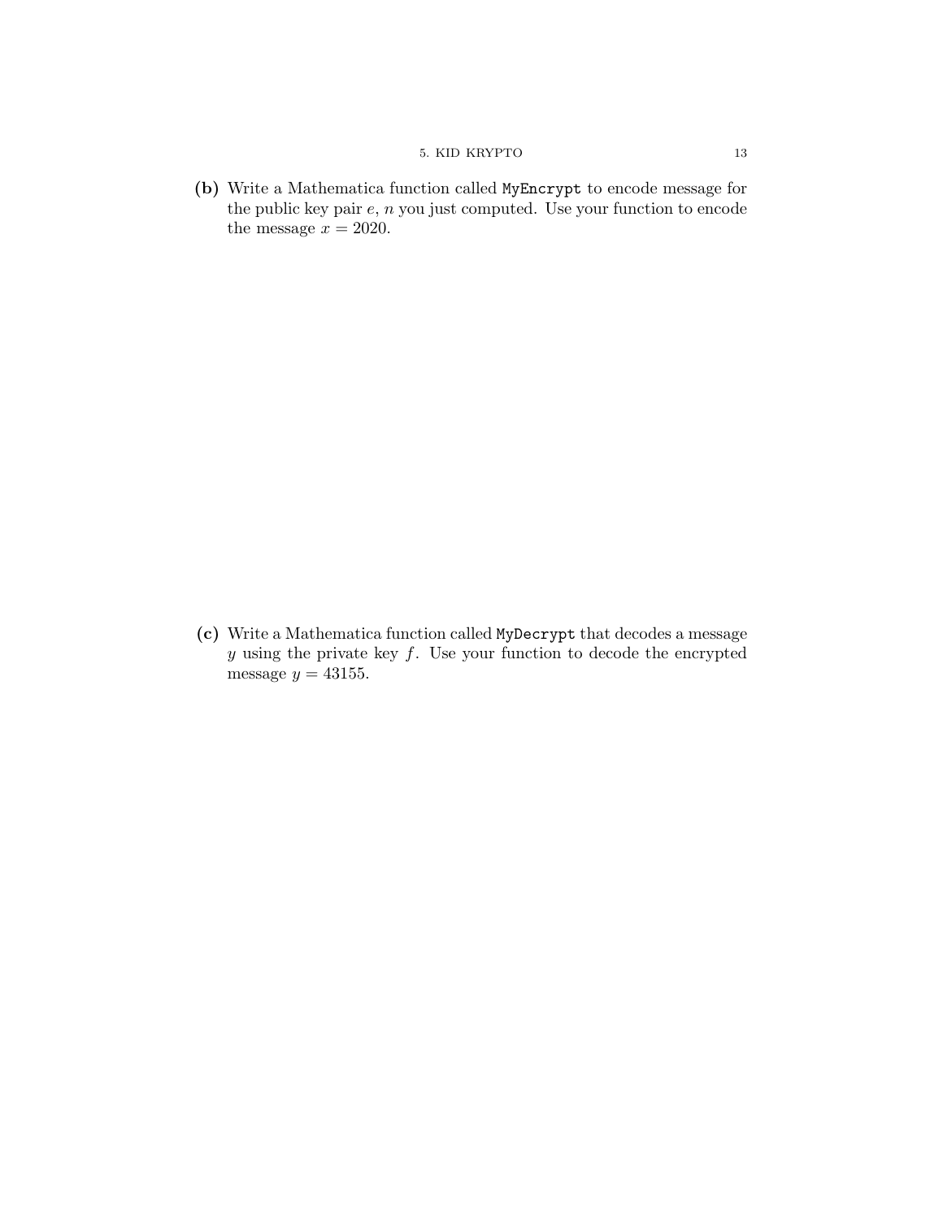**(b)** Write a Mathematica function called `MyEncrypt` to encode message for the public key pair $e$, $n$ you just computed. Use your function to encode the message $x = 2020$.

**(c)** Write a Mathematica function called `MyDecrypt` that decodes a message $y$ using the private key $f$. Use your function to decode the encrypted message $y = 43155$.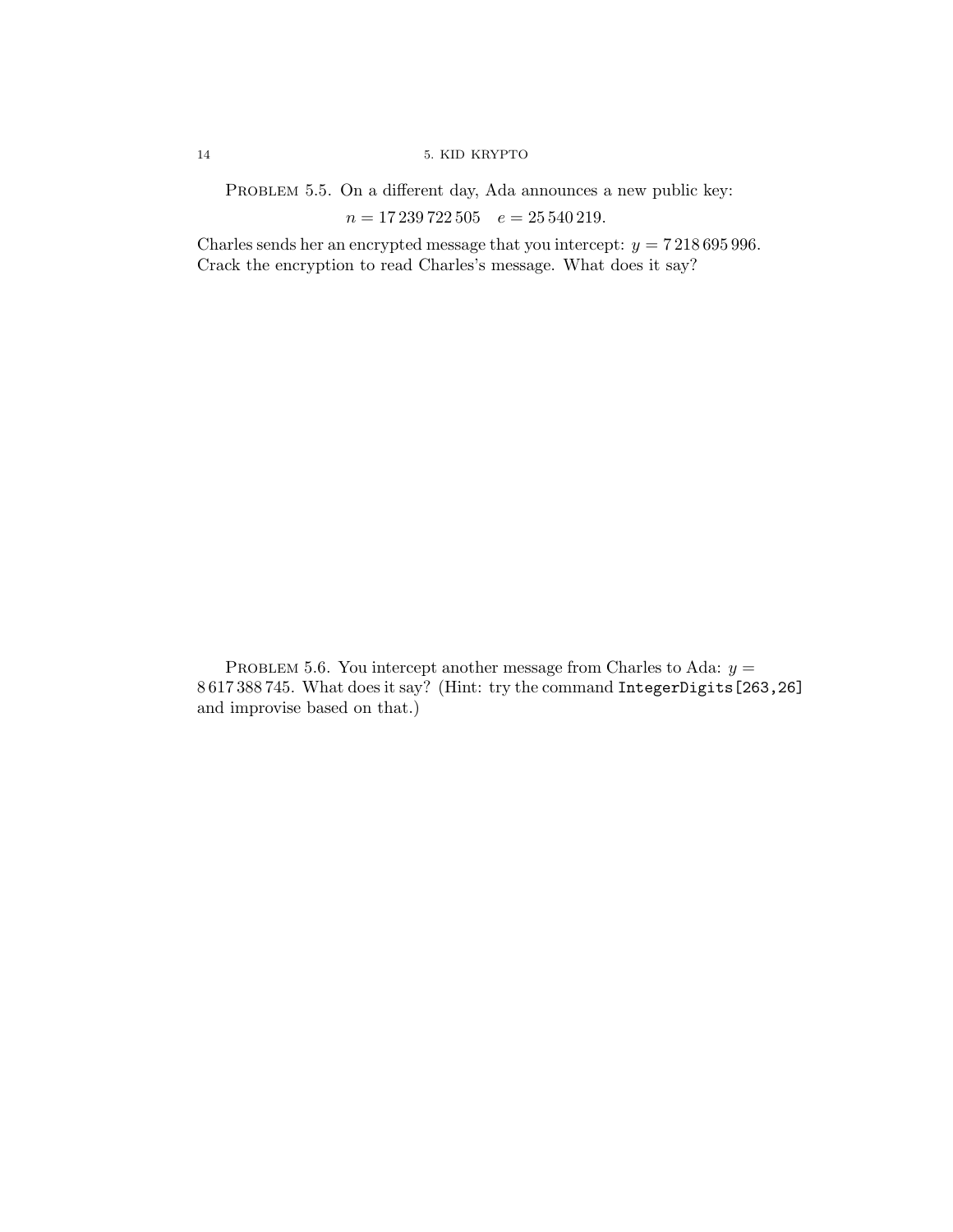Problem 5.5. On a different day, Ada announces a new public key:

$$n = 17\,239\,722\,505 \quad e = 25\,540\,219.$$

Charles sends her an encrypted message that you intercept: $y = 7\,218\,695\,996$. Crack the encryption to read Charles's message. What does it say?

Problem 5.6. You intercept another message from Charles to Ada: $y = 8\,617\,388\,745$. What does it say? (Hint: try the command `IntegerDigits[263,26]` and improvise based on that.)